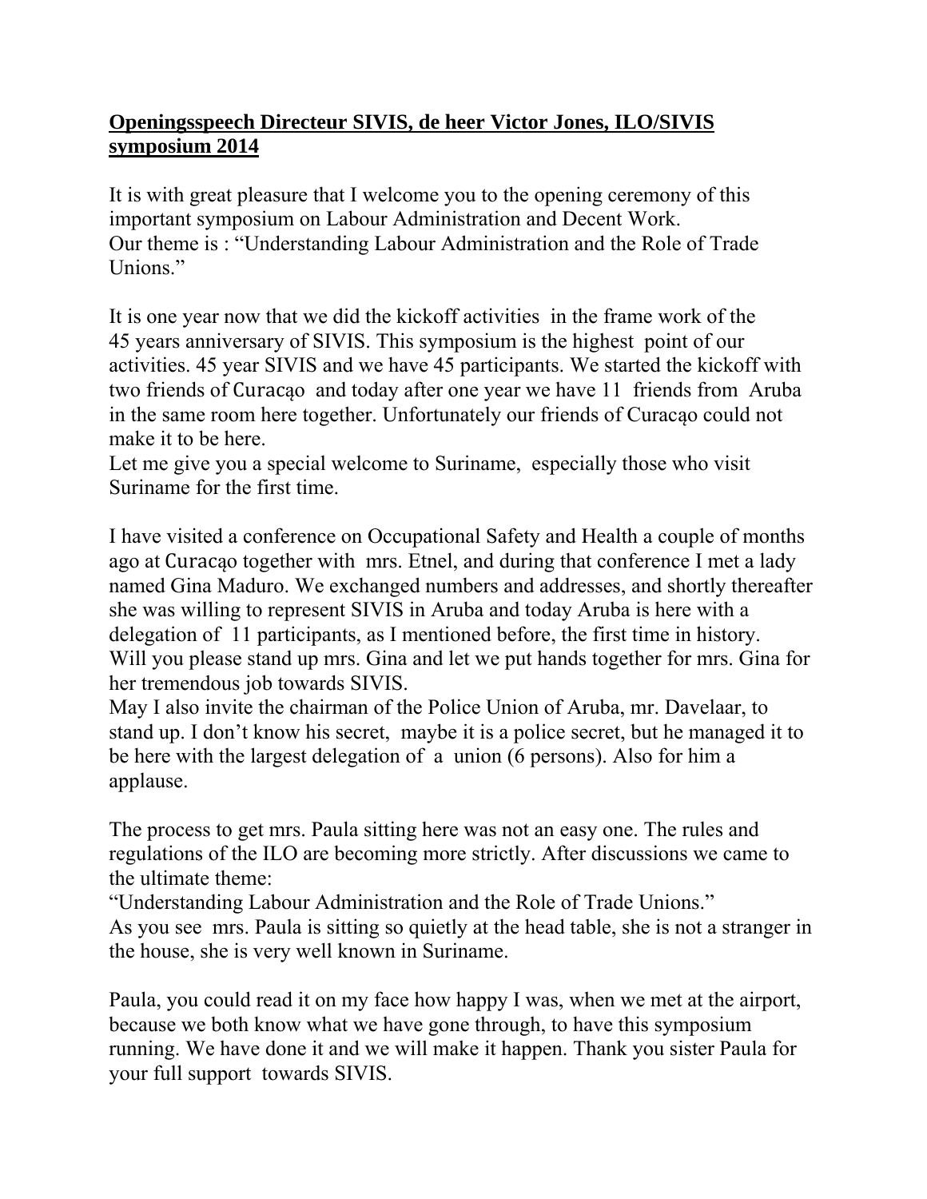**Openingsspeech Directeur SIVIS, de heer Victor Jones, ILO/SIVIS symposium 2014**

It is with great pleasure that I welcome you to the opening ceremony of this important symposium on Labour Administration and Decent Work.
Our theme is : "Understanding Labour Administration and the Role of Trade Unions."

It is one year now that we did the kickoff activities in the frame work of the 45 years anniversary of SIVIS. This symposium is the highest point of our activities. 45 year SIVIS and we have 45 participants. We started the kickoff with two friends of Curacąo and today after one year we have 11 friends from Aruba in the same room here together. Unfortunately our friends of Curacąo could not make it to be here.
Let me give you a special welcome to Suriname, especially those who visit Suriname for the first time.

I have visited a conference on Occupational Safety and Health a couple of months ago at Curacąo together with mrs. Etnel, and during that conference I met a lady named Gina Maduro. We exchanged numbers and addresses, and shortly thereafter she was willing to represent SIVIS in Aruba and today Aruba is here with a delegation of 11 participants, as I mentioned before, the first time in history. Will you please stand up mrs. Gina and let we put hands together for mrs. Gina for her tremendous job towards SIVIS.
May I also invite the chairman of the Police Union of Aruba, mr. Davelaar, to stand up. I don't know his secret, maybe it is a police secret, but he managed it to be here with the largest delegation of a union (6 persons). Also for him a applause.

The process to get mrs. Paula sitting here was not an easy one. The rules and regulations of the ILO are becoming more strictly. After discussions we came to the ultimate theme:
"Understanding Labour Administration and the Role of Trade Unions."
As you see mrs. Paula is sitting so quietly at the head table, she is not a stranger in the house, she is very well known in Suriname.

Paula, you could read it on my face how happy I was, when we met at the airport, because we both know what we have gone through, to have this symposium running. We have done it and we will make it happen. Thank you sister Paula for your full support towards SIVIS.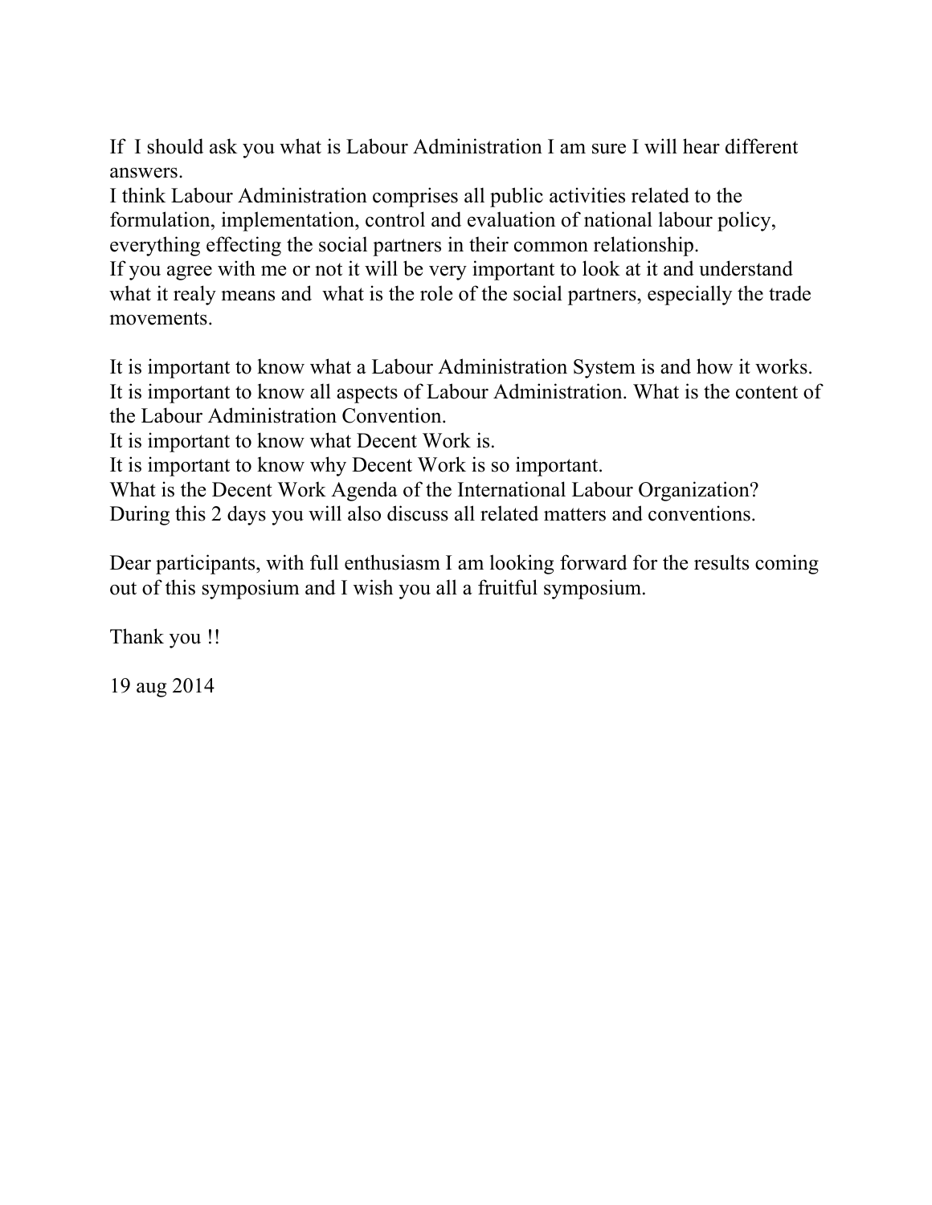If I should ask you what is Labour Administration I am sure I will hear different answers.
I think Labour Administration comprises all public activities related to the formulation, implementation, control and evaluation of national labour policy, everything effecting the social partners in their common relationship.
If you agree with me or not it will be very important to look at it and understand what it realy means and what is the role of the social partners, especially the trade movements.

It is important to know what a Labour Administration System is and how it works.
It is important to know all aspects of Labour Administration. What is the content of the Labour Administration Convention.
It is important to know what Decent Work is.
It is important to know why Decent Work is so important.
What is the Decent Work Agenda of the International Labour Organization?
During this 2 days you will also discuss all related matters and conventions.

Dear participants, with full enthusiasm I am looking forward for the results coming out of this symposium and I wish you all a fruitful symposium.

Thank you !!

19 aug 2014